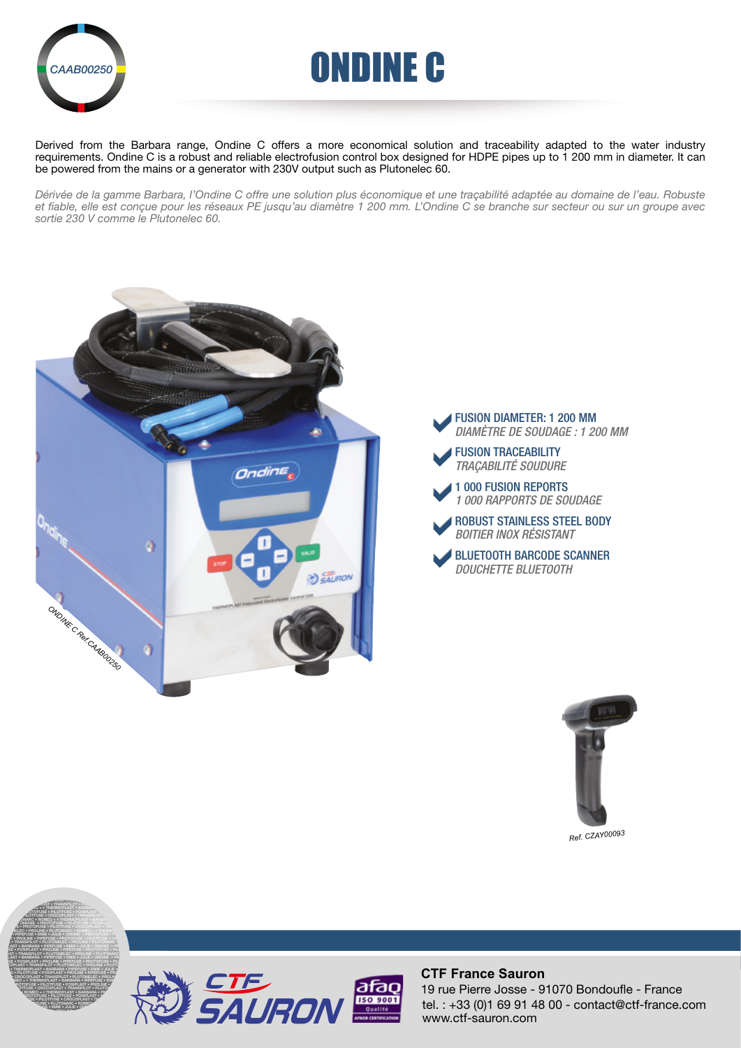CAAB00250

# ONDINE C

Derived from the Barbara range, Ondine C offers a more economical solution and traceability adapted to the water industry requirements. Ondine C is a robust and reliable electrofusion control box designed for HDPE pipes up to 1 200 mm in diameter. It can be powered from the mains or a generator with 230V output such as Plutonelec 60.

*Dérivée de la gamme Barbara, l'Ondine C offre une solution plus économique et une traçabilité adaptée au domaine de l'eau. Robuste et fiable, elle est conçue pour les réseaux PE jusqu'au diamètre 1 200 mm. L'Ondine C se branche sur secteur ou sur un groupe avec sortie 230 V comme le Plutonelec 60.*

ONDINE C Ref. CAAB00250

- FUSION DIAMETER: 1 200 MM
  *DIAMÈTRE DE SOUDAGE : 1 200 MM*
- FUSION TRACEABILITY
  *TRAÇABILITÉ SOUDURE*
- 1 000 FUSION REPORTS
  *1 000 RAPPORTS DE SOUDAGE*
- ROBUST STAINLESS STEEL BODY
  *BOITIER INOX RÉSISTANT*
- BLUETOOTH BARCODE SCANNER
  *DOUCHETTE BLUETOOTH*

Ref. CZAY00093

**CTF France Sauron**
19 rue Pierre Josse - 91070 Bondoufle - France
tel. : +33 (0)1 69 91 48 00 - contact@ctf-france.com
www.ctf-sauron.com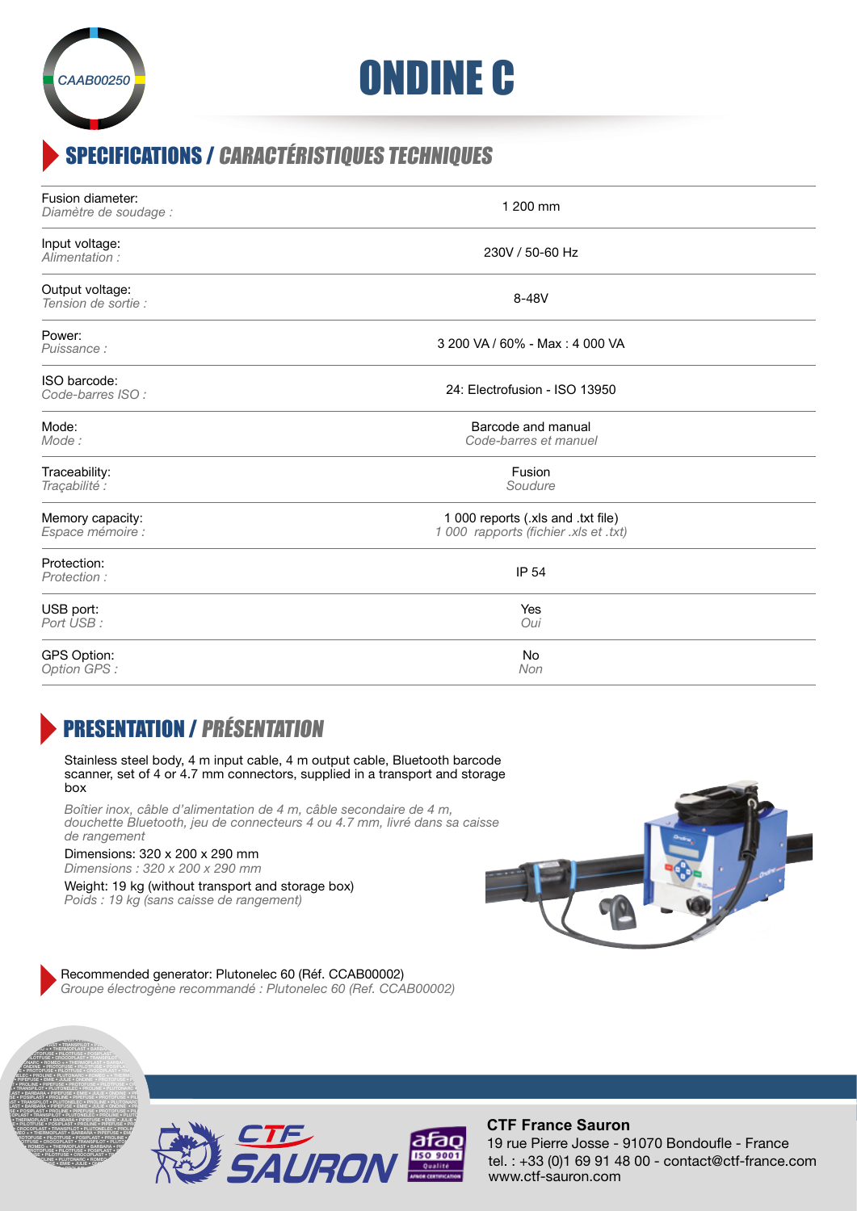CAAB00250

# ONDINE C

## SPECIFICATIONS / *CARACTÉRISTIQUES TECHNIQUES*

| | |
|---|---|
| Fusion diameter: *Diamètre de soudage :* | 1 200 mm |
| Input voltage: *Alimentation :* | 230V / 50-60 Hz |
| Output voltage: *Tension de sortie :* | 8-48V |
| Power: *Puissance :* | 3 200 VA / 60% - Max : 4 000 VA |
| ISO barcode: *Code-barres ISO :* | 24: Electrofusion - ISO 13950 |
| Mode: *Mode :* | Barcode and manual *Code-barres et manuel* |
| Traceability: *Traçabilité :* | Fusion *Soudure* |
| Memory capacity: *Espace mémoire :* | 1 000 reports (.xls and .txt file) *1 000 rapports (fichier .xls et .txt)* |
| Protection: *Protection :* | IP 54 |
| USB port: *Port USB :* | Yes *Oui* |
| GPS Option: *Option GPS :* | No *Non* |

## PRESENTATION / *PRÉSENTATION*

Stainless steel body, 4 m input cable, 4 m output cable, Bluetooth barcode scanner, set of 4 or 4.7 mm connectors, supplied in a transport and storage box

*Boîtier inox, câble d'alimentation de 4 m, câble secondaire de 4 m, douchette Bluetooth, jeu de connecteurs 4 ou 4.7 mm, livré dans sa caisse de rangement*

Dimensions: 320 x 200 x 290 mm
*Dimensions : 320 x 200 x 290 mm*

Weight: 19 kg (without transport and storage box)
*Poids : 19 kg (sans caisse de rangement)*

Recommended generator: Plutonelec 60 (Réf. CCAB00002)
*Groupe électrogène recommandé : Plutonelec 60 (Ref. CCAB00002)*

**CTF France Sauron**
19 rue Pierre Josse - 91070 Bondoufle - France
tel. : +33 (0)1 69 91 48 00 - contact@ctf-france.com
www.ctf-sauron.com